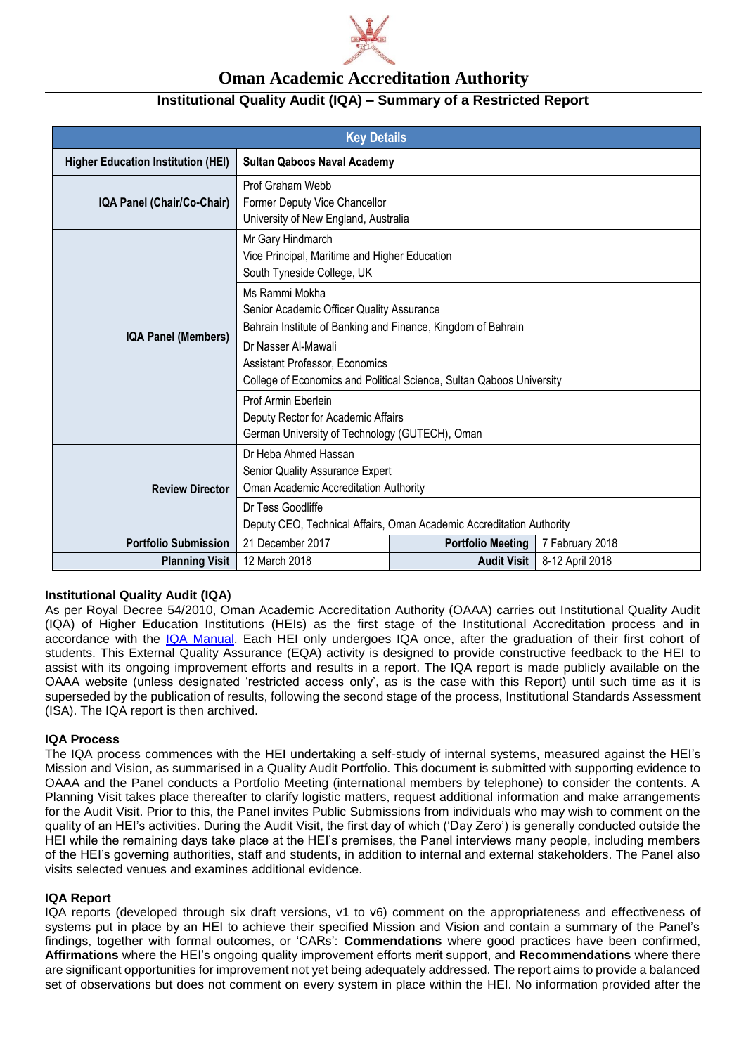# Oman Academic Accreditation Authority

## Institutional Quality Audit (IQA) – Summary of a Restricted Report

| Key Details | | | |
|---|---|---|---|
| **Higher Education Institution (HEI)** | **Sultan Qaboos Naval Academy** | | |
| **IQA Panel (Chair/Co-Chair)** | Prof Graham Webb<br>Former Deputy Vice Chancellor<br>University of New England, Australia | | |
| **IQA Panel (Members)** | Mr Gary Hindmarch<br>Vice Principal, Maritime and Higher Education<br>South Tyneside College, UK | | |
| | Ms Rammi Mokha<br>Senior Academic Officer Quality Assurance<br>Bahrain Institute of Banking and Finance, Kingdom of Bahrain | | |
| | Dr Nasser Al-Mawali<br>Assistant Professor, Economics<br>College of Economics and Political Science, Sultan Qaboos University | | |
| | Prof Armin Eberlein<br>Deputy Rector for Academic Affairs<br>German University of Technology (GUTECH), Oman | | |
| **Review Director** | Dr Heba Ahmed Hassan<br>Senior Quality Assurance Expert<br>Oman Academic Accreditation Authority | | |
| | Dr Tess Goodliffe<br>Deputy CEO, Technical Affairs, Oman Academic Accreditation Authority | | |
| **Portfolio Submission** | 21 December 2017 | **Portfolio Meeting** | 7 February 2018 |
| **Planning Visit** | 12 March 2018 | **Audit Visit** | 8-12 April 2018 |

### Institutional Quality Audit (IQA)

As per Royal Decree 54/2010, Oman Academic Accreditation Authority (OAAA) carries out Institutional Quality Audit (IQA) of Higher Education Institutions (HEIs) as the first stage of the Institutional Accreditation process and in accordance with the IQA Manual. Each HEI only undergoes IQA once, after the graduation of their first cohort of students. This External Quality Assurance (EQA) activity is designed to provide constructive feedback to the HEI to assist with its ongoing improvement efforts and results in a report. The IQA report is made publicly available on the OAAA website (unless designated 'restricted access only', as is the case with this Report) until such time as it is superseded by the publication of results, following the second stage of the process, Institutional Standards Assessment (ISA). The IQA report is then archived.

### IQA Process

The IQA process commences with the HEI undertaking a self-study of internal systems, measured against the HEI's Mission and Vision, as summarised in a Quality Audit Portfolio. This document is submitted with supporting evidence to OAAA and the Panel conducts a Portfolio Meeting (international members by telephone) to consider the contents. A Planning Visit takes place thereafter to clarify logistic matters, request additional information and make arrangements for the Audit Visit. Prior to this, the Panel invites Public Submissions from individuals who may wish to comment on the quality of an HEI's activities. During the Audit Visit, the first day of which ('Day Zero') is generally conducted outside the HEI while the remaining days take place at the HEI's premises, the Panel interviews many people, including members of the HEI's governing authorities, staff and students, in addition to internal and external stakeholders. The Panel also visits selected venues and examines additional evidence.

### IQA Report

IQA reports (developed through six draft versions, v1 to v6) comment on the appropriateness and effectiveness of systems put in place by an HEI to achieve their specified Mission and Vision and contain a summary of the Panel's findings, together with formal outcomes, or 'CARs': **Commendations** where good practices have been confirmed, **Affirmations** where the HEI's ongoing quality improvement efforts merit support, and **Recommendations** where there are significant opportunities for improvement not yet being adequately addressed. The report aims to provide a balanced set of observations but does not comment on every system in place within the HEI. No information provided after the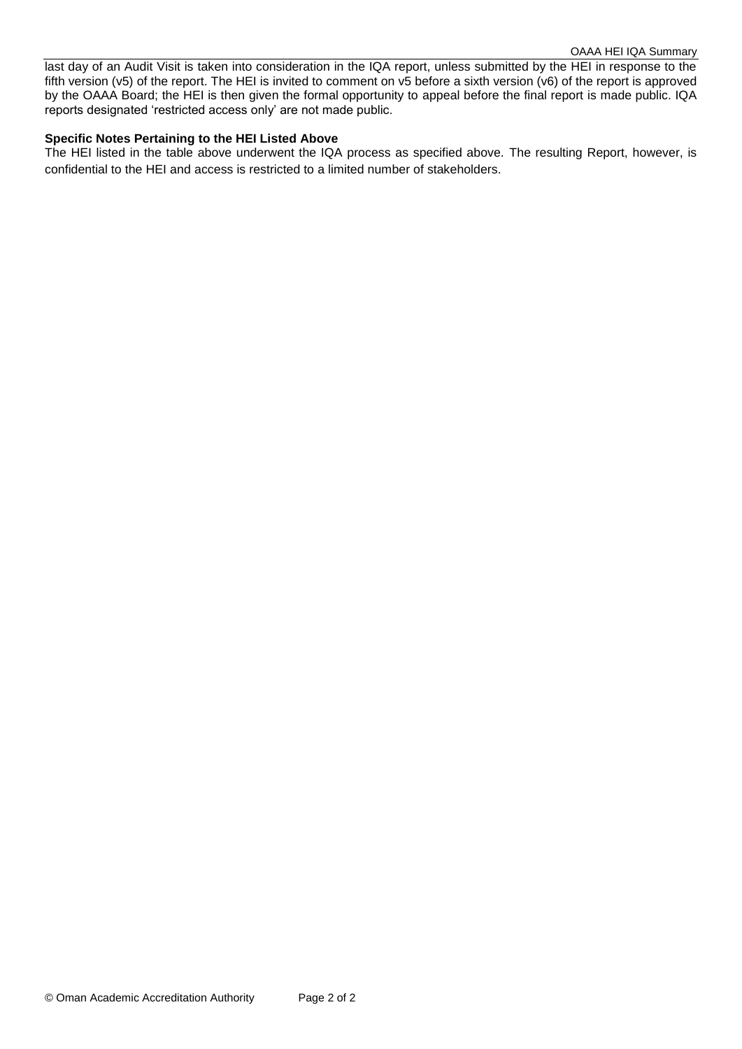last day of an Audit Visit is taken into consideration in the IQA report, unless submitted by the HEI in response to the fifth version (v5) of the report. The HEI is invited to comment on v5 before a sixth version (v6) of the report is approved by the OAAA Board; the HEI is then given the formal opportunity to appeal before the final report is made public. IQA reports designated 'restricted access only' are not made public.

**Specific Notes Pertaining to the HEI Listed Above**

The HEI listed in the table above underwent the IQA process as specified above. The resulting Report, however, is confidential to the HEI and access is restricted to a limited number of stakeholders.